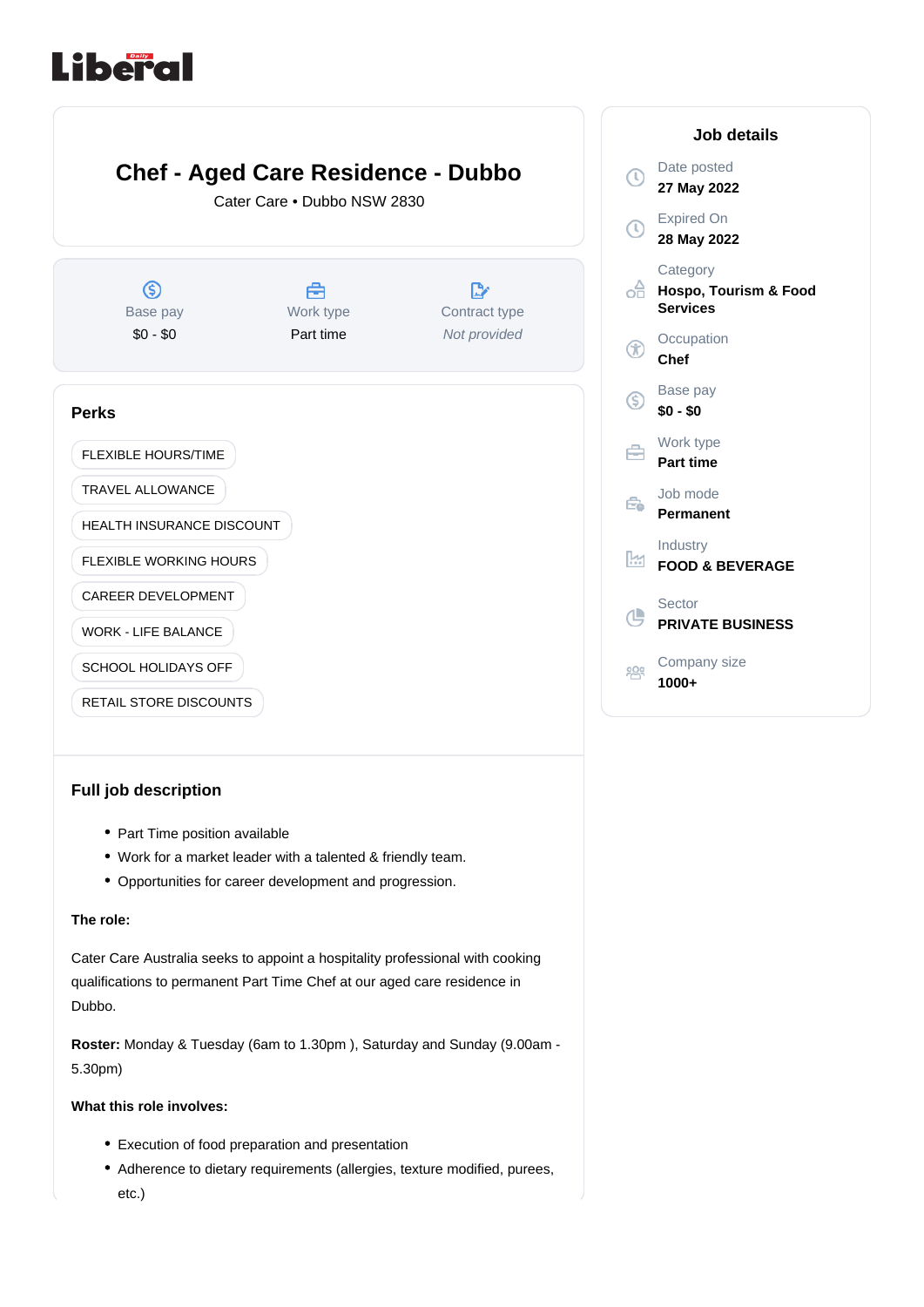Liberal

# Chef - Aged Care Residence - Dubbo

Cater Care • Dubbo NSW 2830

| Base pay | Work type | Contract type |
|---|---|---|
| $0 - $0 | Part time | *Not provided* |

## Perks

- FLEXIBLE HOURS/TIME
- TRAVEL ALLOWANCE
- HEALTH INSURANCE DISCOUNT
- FLEXIBLE WORKING HOURS
- CAREER DEVELOPMENT
- WORK - LIFE BALANCE
- SCHOOL HOLIDAYS OFF
- RETAIL STORE DISCOUNTS

## Full job description

- Part Time position available
- Work for a market leader with a talented & friendly team.
- Opportunities for career development and progression.

**The role:**

Cater Care Australia seeks to appoint a hospitality professional with cooking qualifications to permanent Part Time Chef at our aged care residence in Dubbo.

**Roster:** Monday & Tuesday (6am to 1.30pm ), Saturday and Sunday (9.00am - 5.30pm)

**What this role involves:**

- Execution of food preparation and presentation
- Adherence to dietary requirements (allergies, texture modified, purees, etc.)

## Job details

Date posted
**27 May 2022**

Expired On
**28 May 2022**

Category
**Hospo, Tourism & Food Services**

Occupation
**Chef**

Base pay
**$0 - $0**

Work type
**Part time**

Job mode
**Permanent**

Industry
**FOOD & BEVERAGE**

Sector
**PRIVATE BUSINESS**

Company size
**1000+**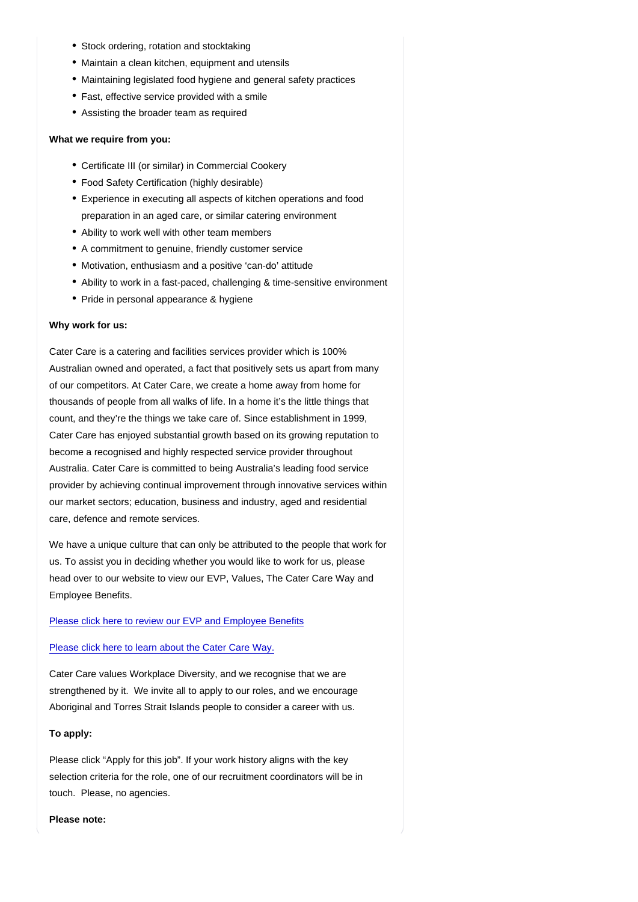- Stock ordering, rotation and stocktaking
- Maintain a clean kitchen, equipment and utensils
- Maintaining legislated food hygiene and general safety practices
- Fast, effective service provided with a smile
- Assisting the broader team as required

**What we require from you:**

- Certificate III (or similar) in Commercial Cookery
- Food Safety Certification (highly desirable)
- Experience in executing all aspects of kitchen operations and food preparation in an aged care, or similar catering environment
- Ability to work well with other team members
- A commitment to genuine, friendly customer service
- Motivation, enthusiasm and a positive 'can-do' attitude
- Ability to work in a fast-paced, challenging & time-sensitive environment
- Pride in personal appearance & hygiene

**Why work for us:**

Cater Care is a catering and facilities services provider which is 100% Australian owned and operated, a fact that positively sets us apart from many of our competitors. At Cater Care, we create a home away from home for thousands of people from all walks of life. In a home it's the little things that count, and they're the things we take care of. Since establishment in 1999, Cater Care has enjoyed substantial growth based on its growing reputation to become a recognised and highly respected service provider throughout Australia. Cater Care is committed to being Australia's leading food service provider by achieving continual improvement through innovative services within our market sectors; education, business and industry, aged and residential care, defence and remote services.

We have a unique culture that can only be attributed to the people that work for us. To assist you in deciding whether you would like to work for us, please head over to our website to view our EVP, Values, The Cater Care Way and Employee Benefits.

Please click here to review our EVP and Employee Benefits

Please click here to learn about the Cater Care Way.

Cater Care values Workplace Diversity, and we recognise that we are strengthened by it. We invite all to apply to our roles, and we encourage Aboriginal and Torres Strait Islands people to consider a career with us.

**To apply:**

Please click "Apply for this job". If your work history aligns with the key selection criteria for the role, one of our recruitment coordinators will be in touch. Please, no agencies.

**Please note:**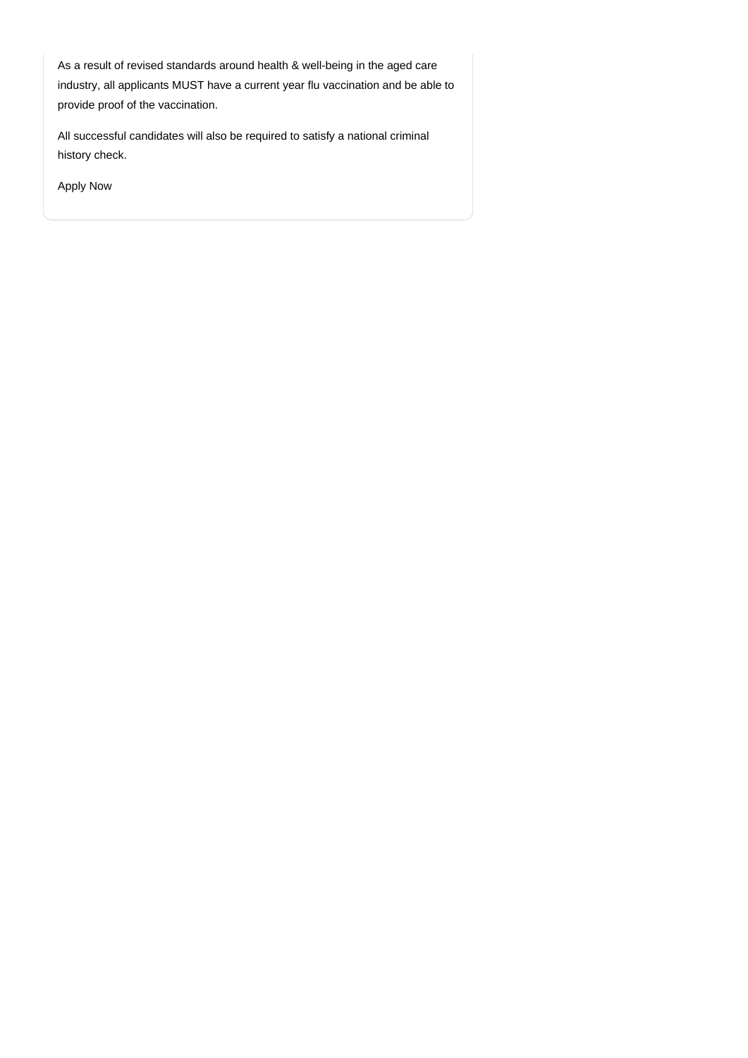As a result of revised standards around health & well-being in the aged care industry, all applicants MUST have a current year flu vaccination and be able to provide proof of the vaccination.

All successful candidates will also be required to satisfy a national criminal history check.

Apply Now